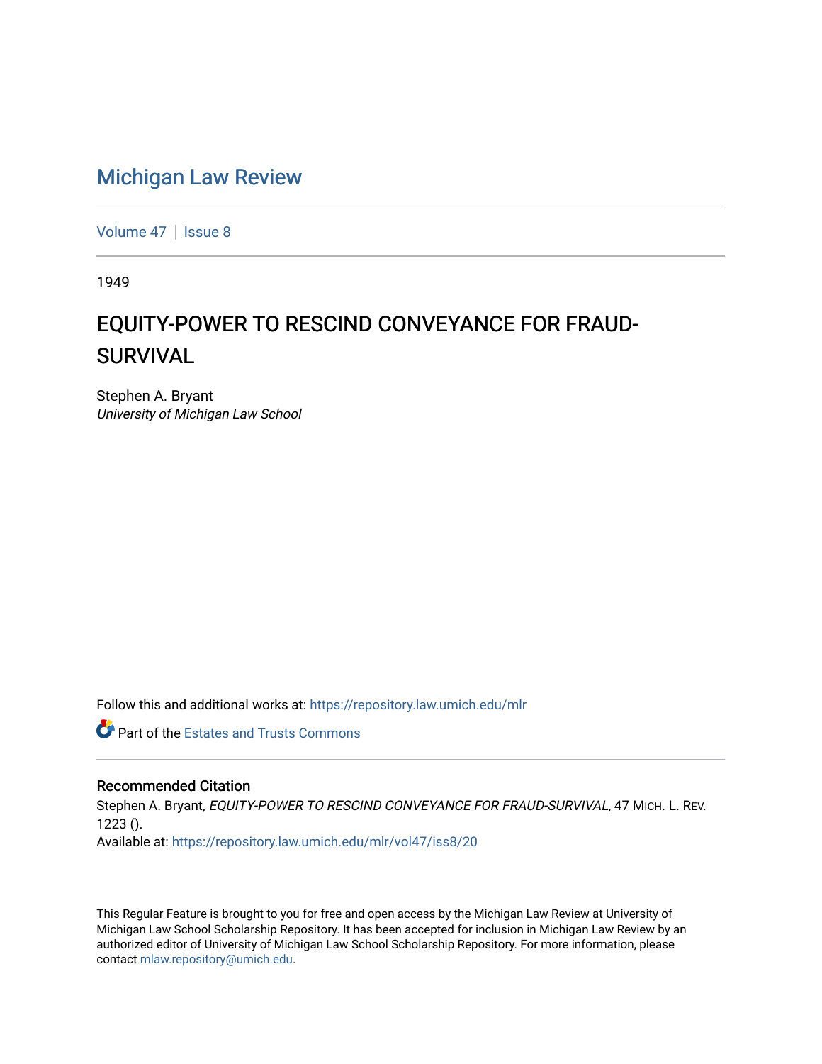# Michigan Law Review

Volume 47 | Issue 8

1949

## EQUITY-POWER TO RESCIND CONVEYANCE FOR FRAUD-SURVIVAL

Stephen A. Bryant
*University of Michigan Law School*

Follow this and additional works at: https://repository.law.umich.edu/mlr

Part of the Estates and Trusts Commons

### Recommended Citation

Stephen A. Bryant, *EQUITY-POWER TO RESCIND CONVEYANCE FOR FRAUD-SURVIVAL*, 47 MICH. L. REV. 1223 ().
Available at: https://repository.law.umich.edu/mlr/vol47/iss8/20

This Regular Feature is brought to you for free and open access by the Michigan Law Review at University of Michigan Law School Scholarship Repository. It has been accepted for inclusion in Michigan Law Review by an authorized editor of University of Michigan Law School Scholarship Repository. For more information, please contact mlaw.repository@umich.edu.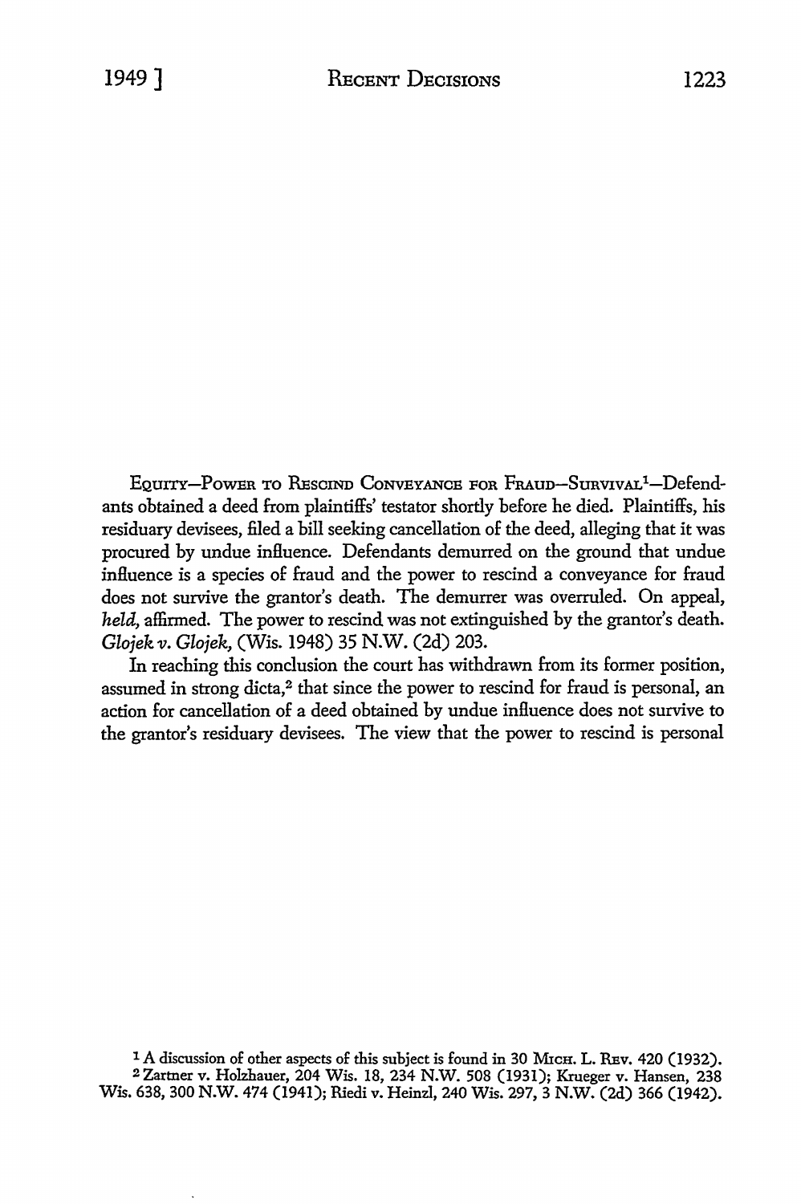EQUITY—POWER TO RESCIND CONVEYANCE FOR FRAUD—SURVIVAL[1]—Defendants obtained a deed from plaintiffs' testator shortly before he died. Plaintiffs, his residuary devisees, filed a bill seeking cancellation of the deed, alleging that it was procured by undue influence. Defendants demurred on the ground that undue influence is a species of fraud and the power to rescind a conveyance for fraud does not survive the grantor's death. The demurrer was overruled. On appeal, *held,* affirmed. The power to rescind was not extinguished by the grantor's death. *Glojek v. Glojek,* (Wis. 1948) 35 N.W. (2d) 203.

In reaching this conclusion the court has withdrawn from its former position, assumed in strong dicta,[2] that since the power to rescind for fraud is personal, an action for cancellation of a deed obtained by undue influence does not survive to the grantor's residuary devisees. The view that the power to rescind is personal

[1] A discussion of other aspects of this subject is found in 30 MICH. L. REV. 420 (1932).

[2] Zartner v. Holzhauer, 204 Wis. 18, 234 N.W. 508 (1931); Krueger v. Hansen, 238 Wis. 638, 300 N.W. 474 (1941); Riedi v. Heinzl, 240 Wis. 297, 3 N.W. (2d) 366 (1942).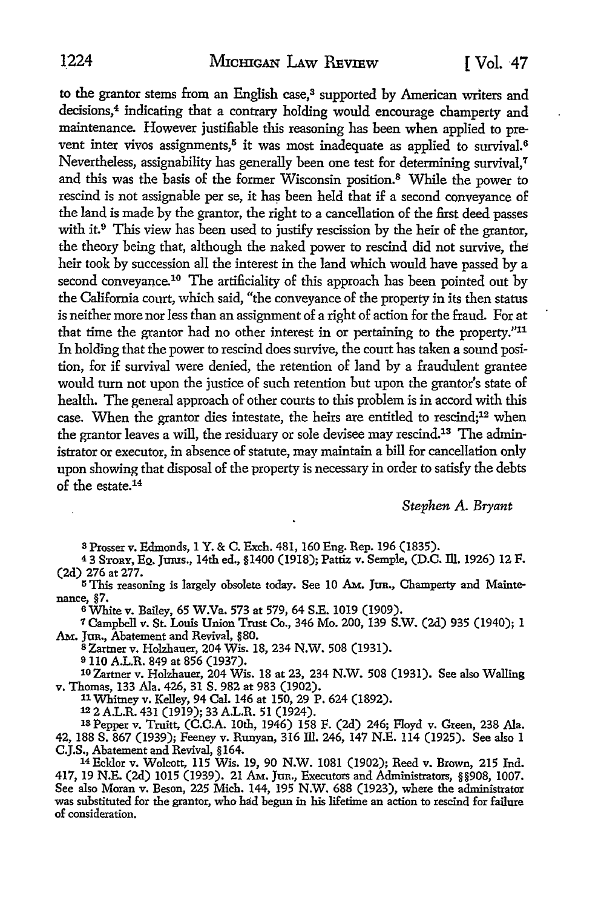to the grantor stems from an English case,[3] supported by American writers and decisions,[4] indicating that a contrary holding would encourage champerty and maintenance. However justifiable this reasoning has been when applied to prevent inter vivos assignments,[5] it was most inadequate as applied to survival.[6] Nevertheless, assignability has generally been one test for determining survival,[7] and this was the basis of the former Wisconsin position.[8] While the power to rescind is not assignable per se, it has been held that if a second conveyance of the land is made by the grantor, the right to a cancellation of the first deed passes with it.[9] This view has been used to justify rescission by the heir of the grantor, the theory being that, although the naked power to rescind did not survive, the heir took by succession all the interest in the land which would have passed by a second conveyance.[10] The artificiality of this approach has been pointed out by the California court, which said, "the conveyance of the property in its then status is neither more nor less than an assignment of a right of action for the fraud. For at that time the grantor had no other interest in or pertaining to the property."[11] In holding that the power to rescind does survive, the court has taken a sound position, for if survival were denied, the retention of land by a fraudulent grantee would turn not upon the justice of such retention but upon the grantor's state of health. The general approach of other courts to this problem is in accord with this case. When the grantor dies intestate, the heirs are entitled to rescind;[12] when the grantor leaves a will, the residuary or sole devisee may rescind.[13] The administrator or executor, in absence of statute, may maintain a bill for cancellation only upon showing that disposal of the property is necessary in order to satisfy the debts of the estate.[14]

*Stephen A. Bryant*

---

[3] Prosser v. Edmonds, 1 Y. & C. Exch. 481, 160 Eng. Rep. 196 (1835).

[4] 3 Story, Eq. Juris., 14th ed., §1400 (1918); Pattiz v. Semple, (D.C. Ill. 1926) 12 F. (2d) 276 at 277.

[5] This reasoning is largely obsolete today. See 10 Am. Jur., Champerty and Maintenance, §7.

[6] White v. Bailey, 65 W.Va. 573 at 579, 64 S.E. 1019 (1909).

[7] Campbell v. St. Louis Union Trust Co., 346 Mo. 200, 139 S.W. (2d) 935 (1940); 1 Am. Jur., Abatement and Revival, §80.

[8] Zartner v. Holzhauer, 204 Wis. 18, 234 N.W. 508 (1931).

[9] 110 A.L.R. 849 at 856 (1937).

[10] Zartner v. Holzhauer, 204 Wis. 18 at 23, 234 N.W. 508 (1931). See also Walling v. Thomas, 133 Ala. 426, 31 S. 982 at 983 (1902).

[11] Whitney v. Kelley, 94 Cal. 146 at 150, 29 P. 624 (1892).

[12] 2 A.L.R. 431 (1919); 33 A.L.R. 51 (1924).

[13] Pepper v. Truitt, (C.C.A. 10th, 1946) 158 F. (2d) 246; Floyd v. Green, 238 Ala. 42, 188 S. 867 (1939); Feeney v. Runyan, 316 Ill. 246, 147 N.E. 114 (1925). See also 1 C.J.S., Abatement and Revival, §164.

[14] Ecklor v. Wolcott, 115 Wis. 19, 90 N.W. 1081 (1902); Reed v. Brown, 215 Ind. 417, 19 N.E. (2d) 1015 (1939). 21 Am. Jur., Executors and Administrators, §§908, 1007. See also Moran v. Beson, 225 Mich. 144, 195 N.W. 688 (1923), where the administrator was substituted for the grantor, who had begun in his lifetime an action to rescind for failure of consideration.